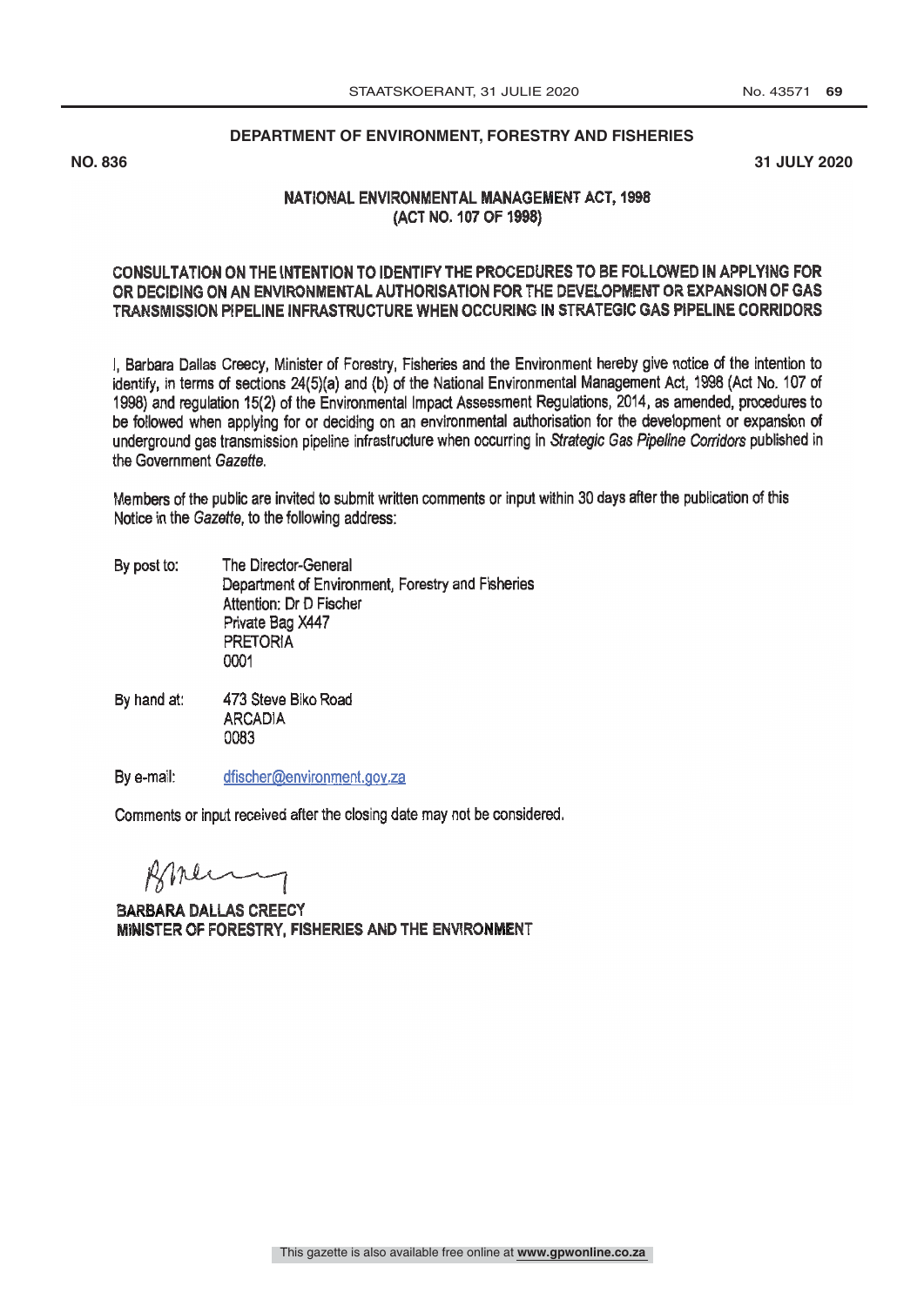**DEPARTMENT OF ENVIRONMENT, FORESTRY AND FISHERIES**

**NO. 836** **31 JULY 2020**

**NATIONAL ENVIRONMENTAL MANAGEMENT ACT, 1998**
**(ACT NO. 107 OF 1998)**

**CONSULTATION ON THE INTENTION TO IDENTIFY THE PROCEDURES TO BE FOLLOWED IN APPLYING FOR OR DECIDING ON AN ENVIRONMENTAL AUTHORISATION FOR THE DEVELOPMENT OR EXPANSION OF GAS TRANSMISSION PIPELINE INFRASTRUCTURE WHEN OCCURING IN STRATEGIC GAS PIPELINE CORRIDORS**

I, Barbara Dallas Creecy, Minister of Forestry, Fisheries and the Environment hereby give notice of the intention to identify, in terms of sections 24(5)(a) and (b) of the National Environmental Management Act, 1998 (Act No. 107 of 1998) and regulation 15(2) of the Environmental Impact Assessment Regulations, 2014, as amended, procedures to be followed when applying for or deciding on an environmental authorisation for the development or expansion of underground gas transmission pipeline infrastructure when occurring in *Strategic Gas Pipeline Corridors* published in the Government *Gazette*.

Members of the public are invited to submit written comments or input within 30 days after the publication of this Notice in the *Gazette*, to the following address:

By post to: The Director-General
Department of Environment, Forestry and Fisheries
Attention: Dr D Fischer
Private Bag X447
PRETORIA
0001

By hand at: 473 Steve Biko Road
ARCADIA
0083

By e-mail: dfischer@environment.gov.za

Comments or input received after the closing date may not be considered.

**BARBARA DALLAS CREECY**
**MINISTER OF FORESTRY, FISHERIES AND THE ENVIRONMENT**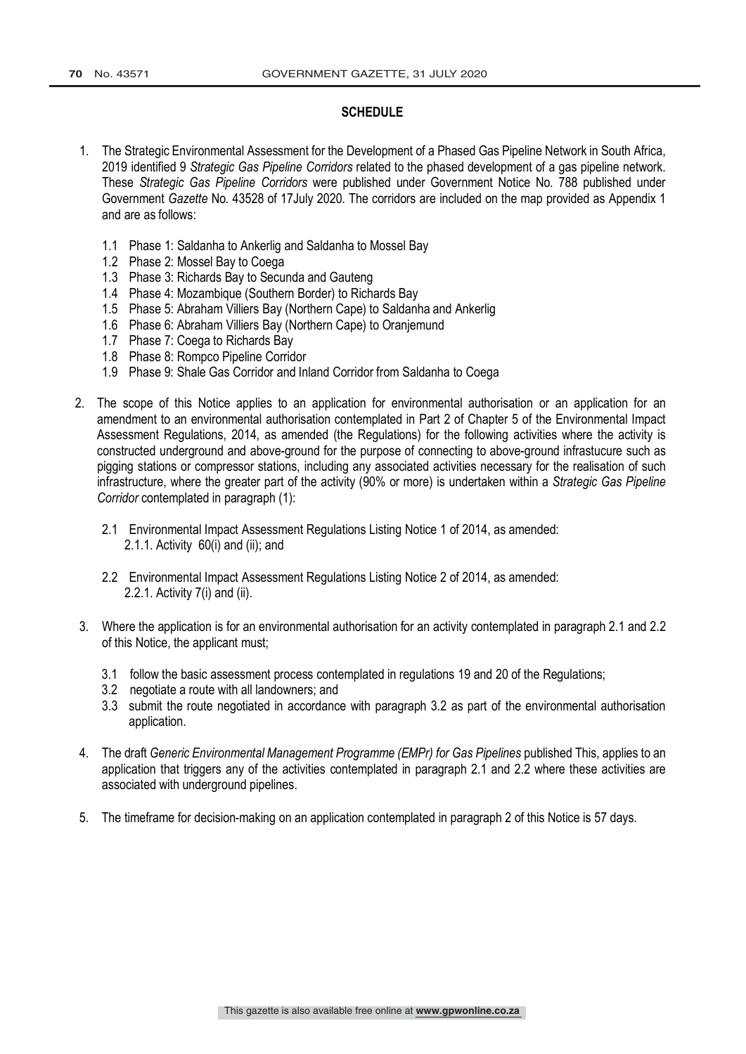## SCHEDULE

1. The Strategic Environmental Assessment for the Development of a Phased Gas Pipeline Network in South Africa, 2019 identified 9 *Strategic Gas Pipeline Corridors* related to the phased development of a gas pipeline network. These *Strategic Gas Pipeline Corridors* were published under Government Notice No. 788 published under Government *Gazette* No. 43528 of 17July 2020. The corridors are included on the map provided as Appendix 1 and are as follows:

   1.1 Phase 1: Saldanha to Ankerlig and Saldanha to Mossel Bay
   1.2 Phase 2: Mossel Bay to Coega
   1.3 Phase 3: Richards Bay to Secunda and Gauteng
   1.4 Phase 4: Mozambique (Southern Border) to Richards Bay
   1.5 Phase 5: Abraham Villiers Bay (Northern Cape) to Saldanha and Ankerlig
   1.6 Phase 6: Abraham Villiers Bay (Northern Cape) to Oranjemund
   1.7 Phase 7: Coega to Richards Bay
   1.8 Phase 8: Rompco Pipeline Corridor
   1.9 Phase 9: Shale Gas Corridor and Inland Corridor from Saldanha to Coega

2. The scope of this Notice applies to an application for environmental authorisation or an application for an amendment to an environmental authorisation contemplated in Part 2 of Chapter 5 of the Environmental Impact Assessment Regulations, 2014, as amended (the Regulations) for the following activities where the activity is constructed underground and above-ground for the purpose of connecting to above-ground infrastucure such as pigging stations or compressor stations, including any associated activities necessary for the realisation of such infrastructure, where the greater part of the activity (90% or more) is undertaken within a *Strategic Gas Pipeline Corridor* contemplated in paragraph (1):

   2.1 Environmental Impact Assessment Regulations Listing Notice 1 of 2014, as amended:
      2.1.1. Activity 60(i) and (ii); and

   2.2 Environmental Impact Assessment Regulations Listing Notice 2 of 2014, as amended:
      2.2.1. Activity 7(i) and (ii).

3. Where the application is for an environmental authorisation for an activity contemplated in paragraph 2.1 and 2.2 of this Notice, the applicant must;

   3.1 follow the basic assessment process contemplated in regulations 19 and 20 of the Regulations;
   3.2 negotiate a route with all landowners; and
   3.3 submit the route negotiated in accordance with paragraph 3.2 as part of the environmental authorisation application.

4. The draft *Generic Environmental Management Programme (EMPr) for Gas Pipelines* published This, applies to an application that triggers any of the activities contemplated in paragraph 2.1 and 2.2 where these activities are associated with underground pipelines.

5. The timeframe for decision-making on an application contemplated in paragraph 2 of this Notice is 57 days.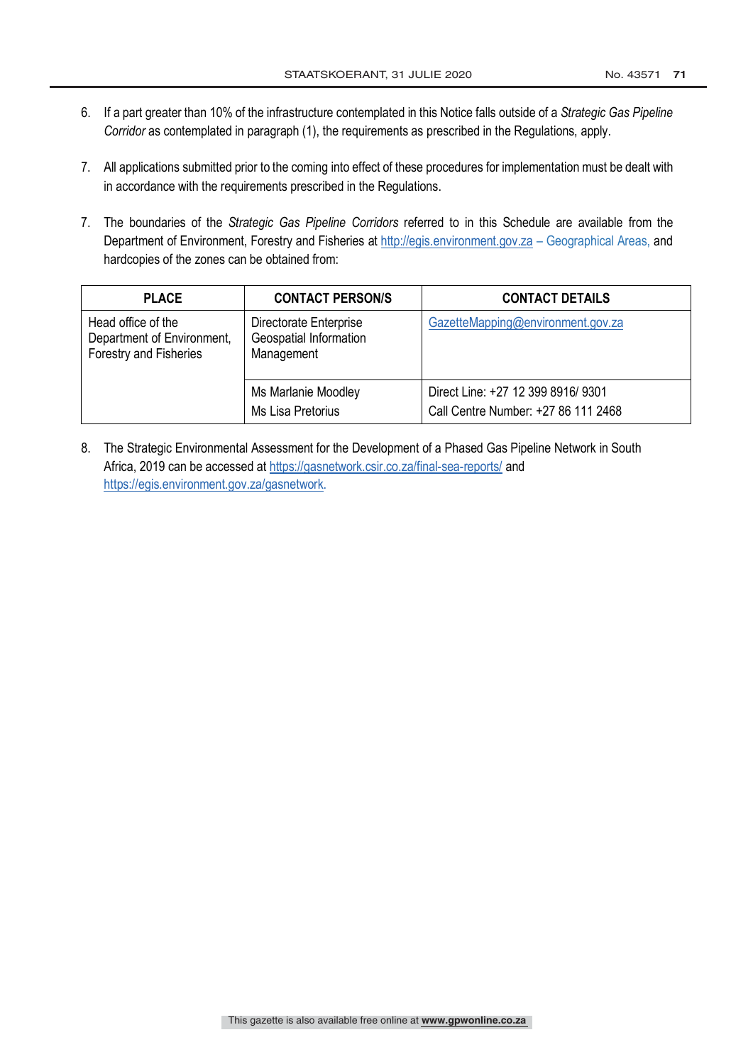6. If a part greater than 10% of the infrastructure contemplated in this Notice falls outside of a *Strategic Gas Pipeline Corridor* as contemplated in paragraph (1), the requirements as prescribed in the Regulations, apply.

7. All applications submitted prior to the coming into effect of these procedures for implementation must be dealt with in accordance with the requirements prescribed in the Regulations.

7. The boundaries of the *Strategic Gas Pipeline Corridors* referred to in this Schedule are available from the Department of Environment, Forestry and Fisheries at http://egis.environment.gov.za – Geographical Areas, and hardcopies of the zones can be obtained from:

| PLACE | CONTACT PERSON/S | CONTACT DETAILS |
|---|---|---|
| Head office of the Department of Environment, Forestry and Fisheries | Directorate Enterprise Geospatial Information Management | GazetteMapping@environment.gov.za |
| | Ms Marlanie Moodley<br>Ms Lisa Pretorius | Direct Line: +27 12 399 8916/ 9301<br>Call Centre Number: +27 86 111 2468 |

8. The Strategic Environmental Assessment for the Development of a Phased Gas Pipeline Network in South Africa, 2019 can be accessed at https://gasnetwork.csir.co.za/final-sea-reports/ and https://egis.environment.gov.za/gasnetwork.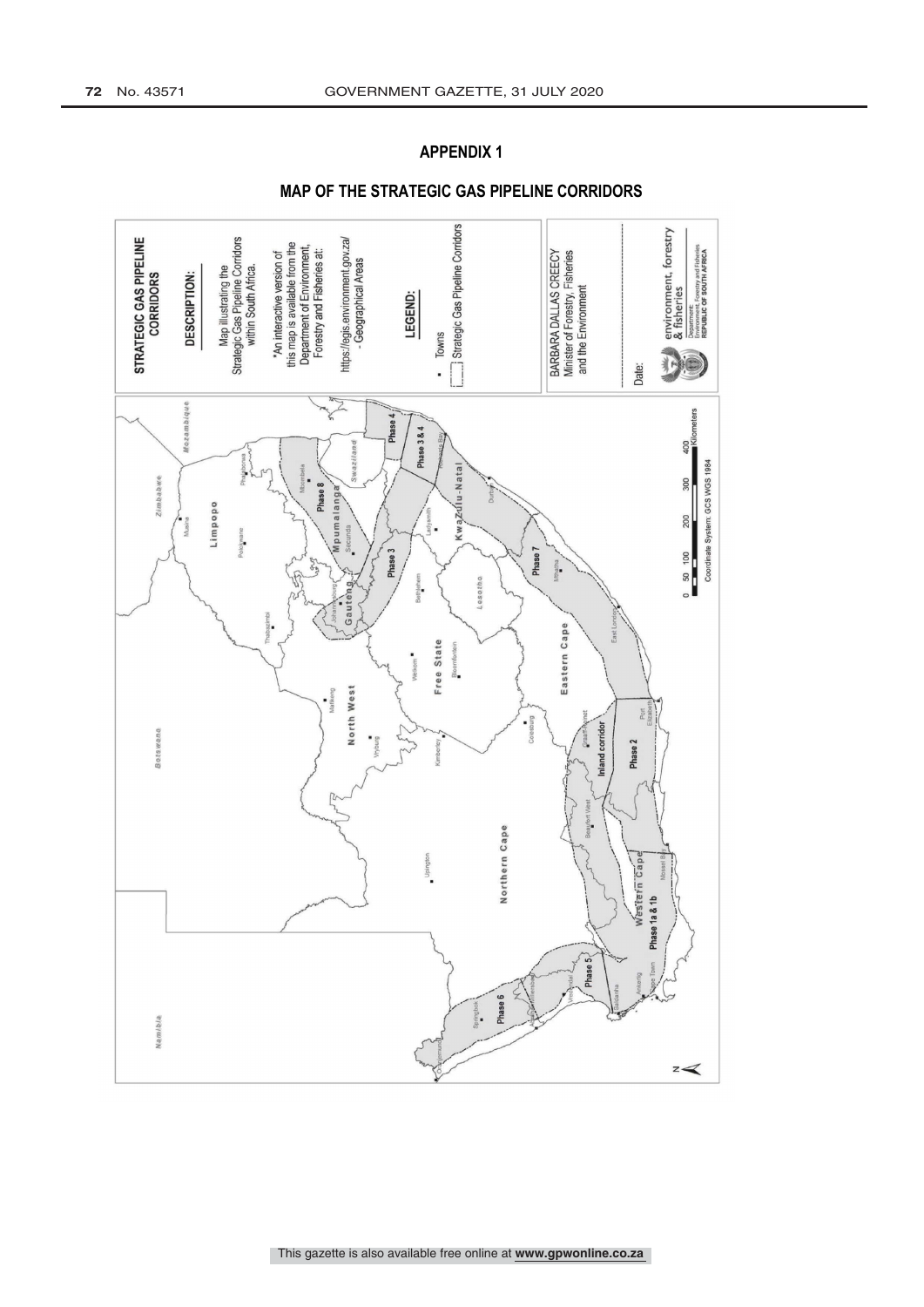## APPENDIX 1

## MAP OF THE STRATEGIC GAS PIPELINE CORRIDORS

**STRATEGIC GAS PIPELINE CORRIDORS**

**DESCRIPTION:**

Map illustrating the Strategic Gas Pipeline Corridors within South Africa.

*An interactive version of this map is available from the Department of Environment, Forestry and Fisheries at:

https://egis.environment.gov.za/ - Geographical Areas

**LEGEND:**

- Towns
- Strategic Gas Pipeline Corridors

BARBARA DALLAS CREECY
Minister of Forestry, Fisheries and the Environment

Date:

environment, forestry & fisheries
Department: Environment, Forestry and Fisheries
REPUBLIC OF SOUTH AFRICA

0 50 100 200 300 400 Kilometers

Coordinate System: GCS WGS 1984

Phase 1a & 1b
Phase 2
Phase 3
Phase 3 & 4
Phase 4
Phase 5
Phase 6
Phase 7
Phase 8
Inland corridor

Namibia
Botswana
Zimbabwe
Mozambique
Swaziland
Lesotho
Northern Cape
Western Cape
Eastern Cape
Free State
North West
Limpopo
Mpumalanga
Gauteng
KwaZulu-Natal

Oranjemund
Springbok
Upington
Vryburg
Mafikeng
Thabazimbi
Polokwane
Musina
Phalaborwa
Mbombela
Secunda
Johannesburg
Ladysmith
Bethlehem
Welkom
Bloemfontein
Kimberley
Colesberg
Graaff-Reinet
Beaufort West
Mossel Bay
Port Elizabeth
East London
Mthatha
Durban
Richards Bay
Cape Town
Saldanha
Atlantis
Vredendal